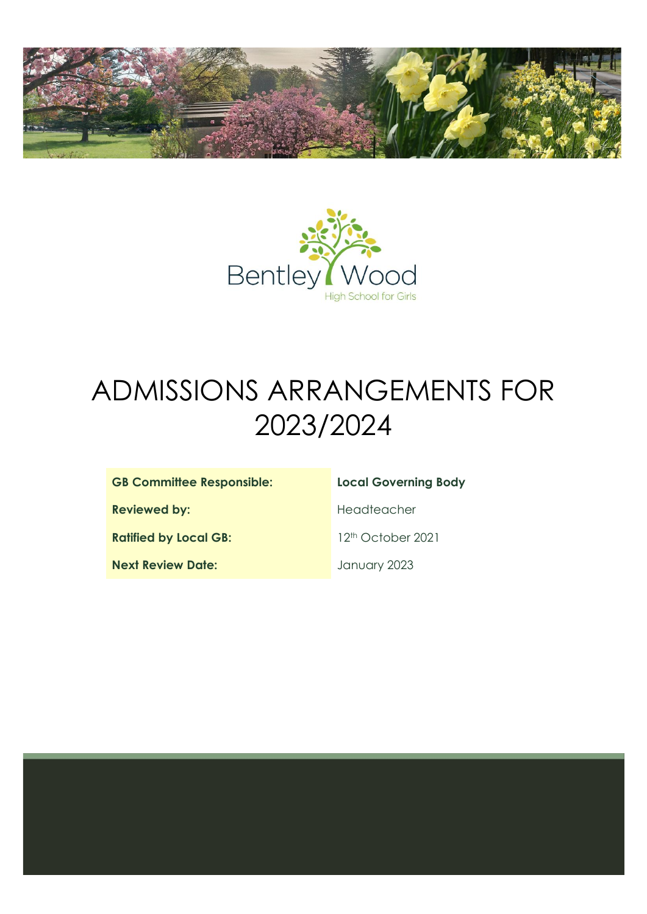Bentley Wood

High School for Girls

# ADMISSIONS ARRANGEMENTS FOR 2023/2024

| | |
|---|---|
| **GB Committee Responsible:** | **Local Governing Body** |
| **Reviewed by:** | Headteacher |
| **Ratified by Local GB:** | 12th October 2021 |
| **Next Review Date:** | January 2023 |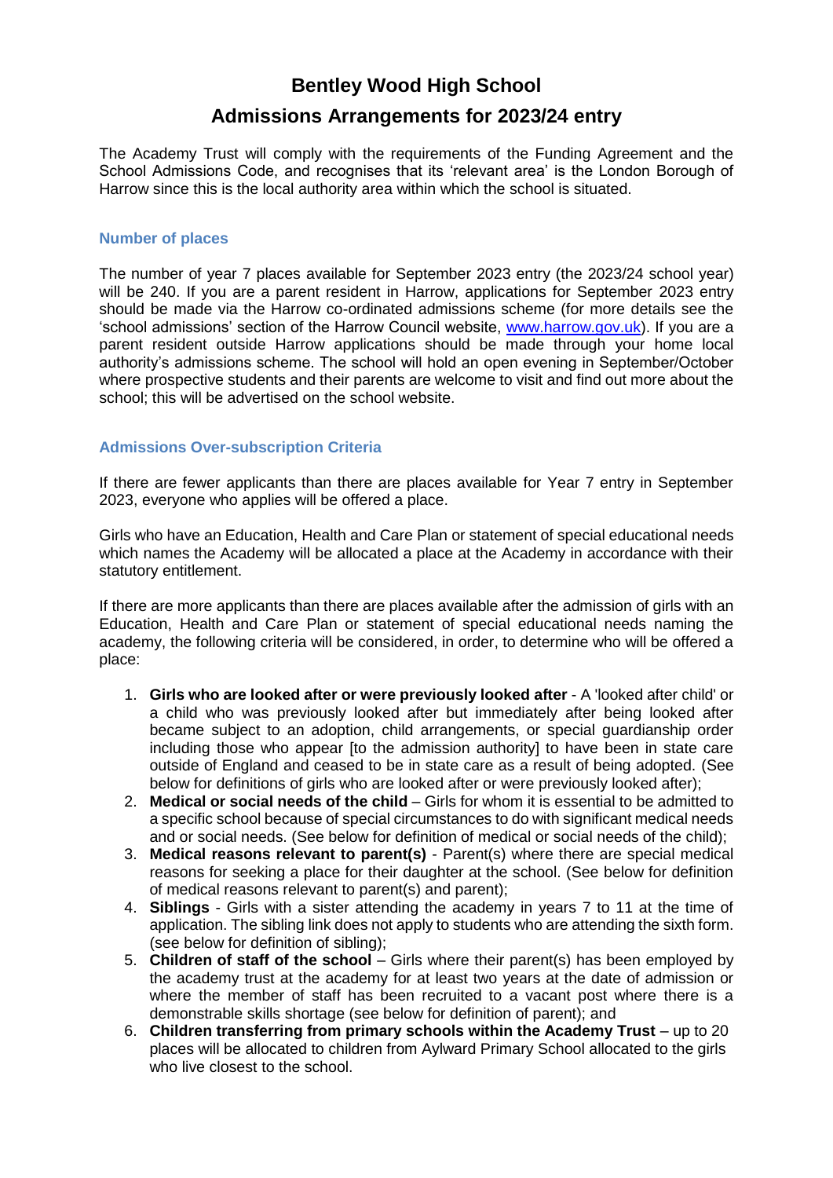# Bentley Wood High School

## Admissions Arrangements for 2023/24 entry

The Academy Trust will comply with the requirements of the Funding Agreement and the School Admissions Code, and recognises that its 'relevant area' is the London Borough of Harrow since this is the local authority area within which the school is situated.

### Number of places

The number of year 7 places available for September 2023 entry (the 2023/24 school year) will be 240. If you are a parent resident in Harrow, applications for September 2023 entry should be made via the Harrow co-ordinated admissions scheme (for more details see the 'school admissions' section of the Harrow Council website, [www.harrow.gov.uk](http://www.harrow.gov.uk)). If you are a parent resident outside Harrow applications should be made through your home local authority's admissions scheme. The school will hold an open evening in September/October where prospective students and their parents are welcome to visit and find out more about the school; this will be advertised on the school website.

### Admissions Over-subscription Criteria

If there are fewer applicants than there are places available for Year 7 entry in September 2023, everyone who applies will be offered a place.

Girls who have an Education, Health and Care Plan or statement of special educational needs which names the Academy will be allocated a place at the Academy in accordance with their statutory entitlement.

If there are more applicants than there are places available after the admission of girls with an Education, Health and Care Plan or statement of special educational needs naming the academy, the following criteria will be considered, in order, to determine who will be offered a place:

1. **Girls who are looked after or were previously looked after** - A 'looked after child' or a child who was previously looked after but immediately after being looked after became subject to an adoption, child arrangements, or special guardianship order including those who appear [to the admission authority] to have been in state care outside of England and ceased to be in state care as a result of being adopted. (See below for definitions of girls who are looked after or were previously looked after);
2. **Medical or social needs of the child** – Girls for whom it is essential to be admitted to a specific school because of special circumstances to do with significant medical needs and or social needs. (See below for definition of medical or social needs of the child);
3. **Medical reasons relevant to parent(s)** - Parent(s) where there are special medical reasons for seeking a place for their daughter at the school. (See below for definition of medical reasons relevant to parent(s) and parent);
4. **Siblings** - Girls with a sister attending the academy in years 7 to 11 at the time of application. The sibling link does not apply to students who are attending the sixth form. (see below for definition of sibling);
5. **Children of staff of the school** – Girls where their parent(s) has been employed by the academy trust at the academy for at least two years at the date of admission or where the member of staff has been recruited to a vacant post where there is a demonstrable skills shortage (see below for definition of parent); and
6. **Children transferring from primary schools within the Academy Trust** – up to 20 places will be allocated to children from Aylward Primary School allocated to the girls who live closest to the school.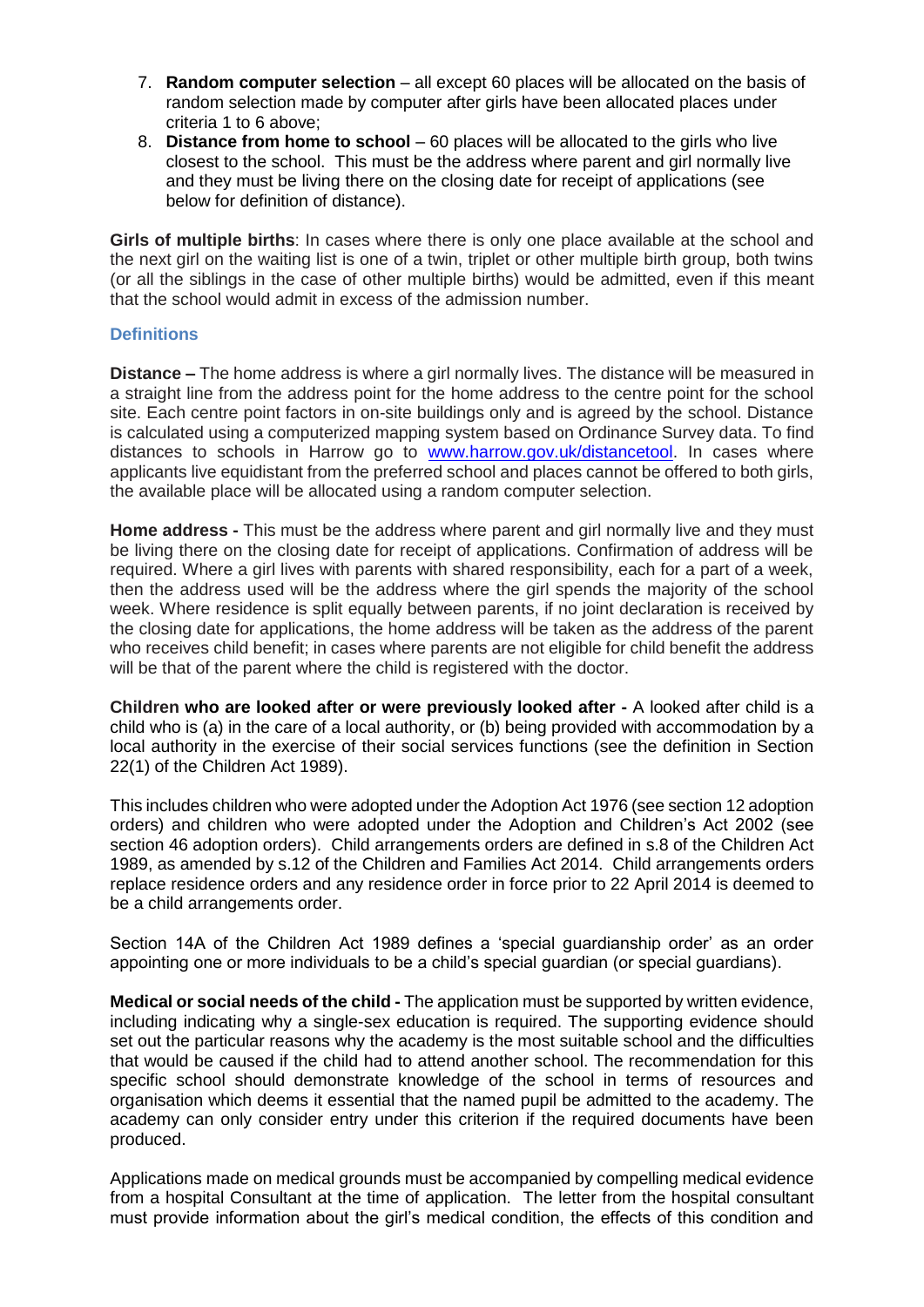7. **Random computer selection** – all except 60 places will be allocated on the basis of random selection made by computer after girls have been allocated places under criteria 1 to 6 above;
8. **Distance from home to school** – 60 places will be allocated to the girls who live closest to the school. This must be the address where parent and girl normally live and they must be living there on the closing date for receipt of applications (see below for definition of distance).

**Girls of multiple births**: In cases where there is only one place available at the school and the next girl on the waiting list is one of a twin, triplet or other multiple birth group, both twins (or all the siblings in the case of other multiple births) would be admitted, even if this meant that the school would admit in excess of the admission number.

### Definitions

**Distance –** The home address is where a girl normally lives. The distance will be measured in a straight line from the address point for the home address to the centre point for the school site. Each centre point factors in on-site buildings only and is agreed by the school. Distance is calculated using a computerized mapping system based on Ordinance Survey data. To find distances to schools in Harrow go to [www.harrow.gov.uk/distancetool](http://www.harrow.gov.uk/distancetool). In cases where applicants live equidistant from the preferred school and places cannot be offered to both girls, the available place will be allocated using a random computer selection.

**Home address -** This must be the address where parent and girl normally live and they must be living there on the closing date for receipt of applications. Confirmation of address will be required. Where a girl lives with parents with shared responsibility, each for a part of a week, then the address used will be the address where the girl spends the majority of the school week. Where residence is split equally between parents, if no joint declaration is received by the closing date for applications, the home address will be taken as the address of the parent who receives child benefit; in cases where parents are not eligible for child benefit the address will be that of the parent where the child is registered with the doctor.

**Children who are looked after or were previously looked after -** A looked after child is a child who is (a) in the care of a local authority, or (b) being provided with accommodation by a local authority in the exercise of their social services functions (see the definition in Section 22(1) of the Children Act 1989).

This includes children who were adopted under the Adoption Act 1976 (see section 12 adoption orders) and children who were adopted under the Adoption and Children's Act 2002 (see section 46 adoption orders). Child arrangements orders are defined in s.8 of the Children Act 1989, as amended by s.12 of the Children and Families Act 2014. Child arrangements orders replace residence orders and any residence order in force prior to 22 April 2014 is deemed to be a child arrangements order.

Section 14A of the Children Act 1989 defines a 'special guardianship order' as an order appointing one or more individuals to be a child's special guardian (or special guardians).

**Medical or social needs of the child -** The application must be supported by written evidence, including indicating why a single-sex education is required. The supporting evidence should set out the particular reasons why the academy is the most suitable school and the difficulties that would be caused if the child had to attend another school. The recommendation for this specific school should demonstrate knowledge of the school in terms of resources and organisation which deems it essential that the named pupil be admitted to the academy. The academy can only consider entry under this criterion if the required documents have been produced.

Applications made on medical grounds must be accompanied by compelling medical evidence from a hospital Consultant at the time of application. The letter from the hospital consultant must provide information about the girl's medical condition, the effects of this condition and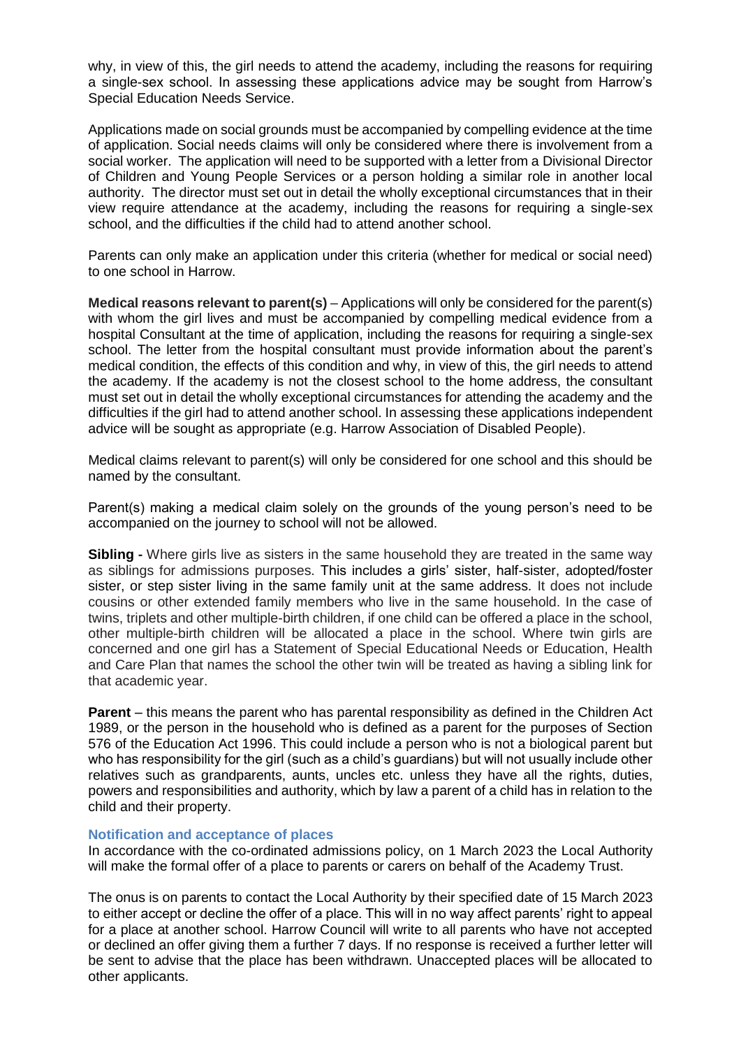why, in view of this, the girl needs to attend the academy, including the reasons for requiring a single-sex school. In assessing these applications advice may be sought from Harrow's Special Education Needs Service.

Applications made on social grounds must be accompanied by compelling evidence at the time of application. Social needs claims will only be considered where there is involvement from a social worker. The application will need to be supported with a letter from a Divisional Director of Children and Young People Services or a person holding a similar role in another local authority. The director must set out in detail the wholly exceptional circumstances that in their view require attendance at the academy, including the reasons for requiring a single-sex school, and the difficulties if the child had to attend another school.

Parents can only make an application under this criteria (whether for medical or social need) to one school in Harrow.

**Medical reasons relevant to parent(s)** – Applications will only be considered for the parent(s) with whom the girl lives and must be accompanied by compelling medical evidence from a hospital Consultant at the time of application, including the reasons for requiring a single-sex school. The letter from the hospital consultant must provide information about the parent's medical condition, the effects of this condition and why, in view of this, the girl needs to attend the academy. If the academy is not the closest school to the home address, the consultant must set out in detail the wholly exceptional circumstances for attending the academy and the difficulties if the girl had to attend another school. In assessing these applications independent advice will be sought as appropriate (e.g. Harrow Association of Disabled People).

Medical claims relevant to parent(s) will only be considered for one school and this should be named by the consultant.

Parent(s) making a medical claim solely on the grounds of the young person's need to be accompanied on the journey to school will not be allowed.

**Sibling -** Where girls live as sisters in the same household they are treated in the same way as siblings for admissions purposes. This includes a girls' sister, half-sister, adopted/foster sister, or step sister living in the same family unit at the same address. It does not include cousins or other extended family members who live in the same household. In the case of twins, triplets and other multiple-birth children, if one child can be offered a place in the school, other multiple-birth children will be allocated a place in the school. Where twin girls are concerned and one girl has a Statement of Special Educational Needs or Education, Health and Care Plan that names the school the other twin will be treated as having a sibling link for that academic year.

**Parent** – this means the parent who has parental responsibility as defined in the Children Act 1989, or the person in the household who is defined as a parent for the purposes of Section 576 of the Education Act 1996. This could include a person who is not a biological parent but who has responsibility for the girl (such as a child's guardians) but will not usually include other relatives such as grandparents, aunts, uncles etc. unless they have all the rights, duties, powers and responsibilities and authority, which by law a parent of a child has in relation to the child and their property.

### Notification and acceptance of places

In accordance with the co-ordinated admissions policy, on 1 March 2023 the Local Authority will make the formal offer of a place to parents or carers on behalf of the Academy Trust.

The onus is on parents to contact the Local Authority by their specified date of 15 March 2023 to either accept or decline the offer of a place. This will in no way affect parents' right to appeal for a place at another school. Harrow Council will write to all parents who have not accepted or declined an offer giving them a further 7 days. If no response is received a further letter will be sent to advise that the place has been withdrawn. Unaccepted places will be allocated to other applicants.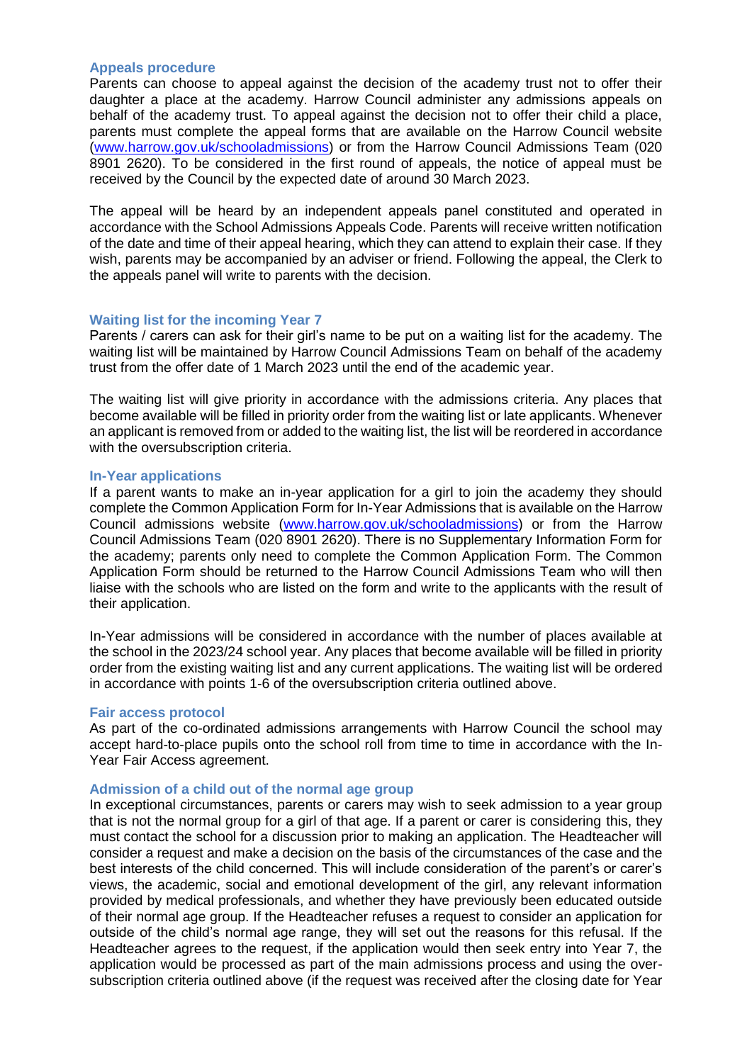### Appeals procedure

Parents can choose to appeal against the decision of the academy trust not to offer their daughter a place at the academy. Harrow Council administer any admissions appeals on behalf of the academy trust. To appeal against the decision not to offer their child a place, parents must complete the appeal forms that are available on the Harrow Council website ([www.harrow.gov.uk/schooladmissions](www.harrow.gov.uk/schooladmissions)) or from the Harrow Council Admissions Team (020 8901 2620). To be considered in the first round of appeals, the notice of appeal must be received by the Council by the expected date of around 30 March 2023.

The appeal will be heard by an independent appeals panel constituted and operated in accordance with the School Admissions Appeals Code. Parents will receive written notification of the date and time of their appeal hearing, which they can attend to explain their case. If they wish, parents may be accompanied by an adviser or friend. Following the appeal, the Clerk to the appeals panel will write to parents with the decision.

### Waiting list for the incoming Year 7

Parents / carers can ask for their girl's name to be put on a waiting list for the academy. The waiting list will be maintained by Harrow Council Admissions Team on behalf of the academy trust from the offer date of 1 March 2023 until the end of the academic year.

The waiting list will give priority in accordance with the admissions criteria. Any places that become available will be filled in priority order from the waiting list or late applicants. Whenever an applicant is removed from or added to the waiting list, the list will be reordered in accordance with the oversubscription criteria.

### In-Year applications

If a parent wants to make an in-year application for a girl to join the academy they should complete the Common Application Form for In-Year Admissions that is available on the Harrow Council admissions website ([www.harrow.gov.uk/schooladmissions](www.harrow.gov.uk/schooladmissions)) or from the Harrow Council Admissions Team (020 8901 2620). There is no Supplementary Information Form for the academy; parents only need to complete the Common Application Form. The Common Application Form should be returned to the Harrow Council Admissions Team who will then liaise with the schools who are listed on the form and write to the applicants with the result of their application.

In-Year admissions will be considered in accordance with the number of places available at the school in the 2023/24 school year. Any places that become available will be filled in priority order from the existing waiting list and any current applications. The waiting list will be ordered in accordance with points 1-6 of the oversubscription criteria outlined above.

### Fair access protocol

As part of the co-ordinated admissions arrangements with Harrow Council the school may accept hard-to-place pupils onto the school roll from time to time in accordance with the In-Year Fair Access agreement.

### Admission of a child out of the normal age group

In exceptional circumstances, parents or carers may wish to seek admission to a year group that is not the normal group for a girl of that age. If a parent or carer is considering this, they must contact the school for a discussion prior to making an application. The Headteacher will consider a request and make a decision on the basis of the circumstances of the case and the best interests of the child concerned. This will include consideration of the parent's or carer's views, the academic, social and emotional development of the girl, any relevant information provided by medical professionals, and whether they have previously been educated outside of their normal age group. If the Headteacher refuses a request to consider an application for outside of the child's normal age range, they will set out the reasons for this refusal. If the Headteacher agrees to the request, if the application would then seek entry into Year 7, the application would be processed as part of the main admissions process and using the over-subscription criteria outlined above (if the request was received after the closing date for Year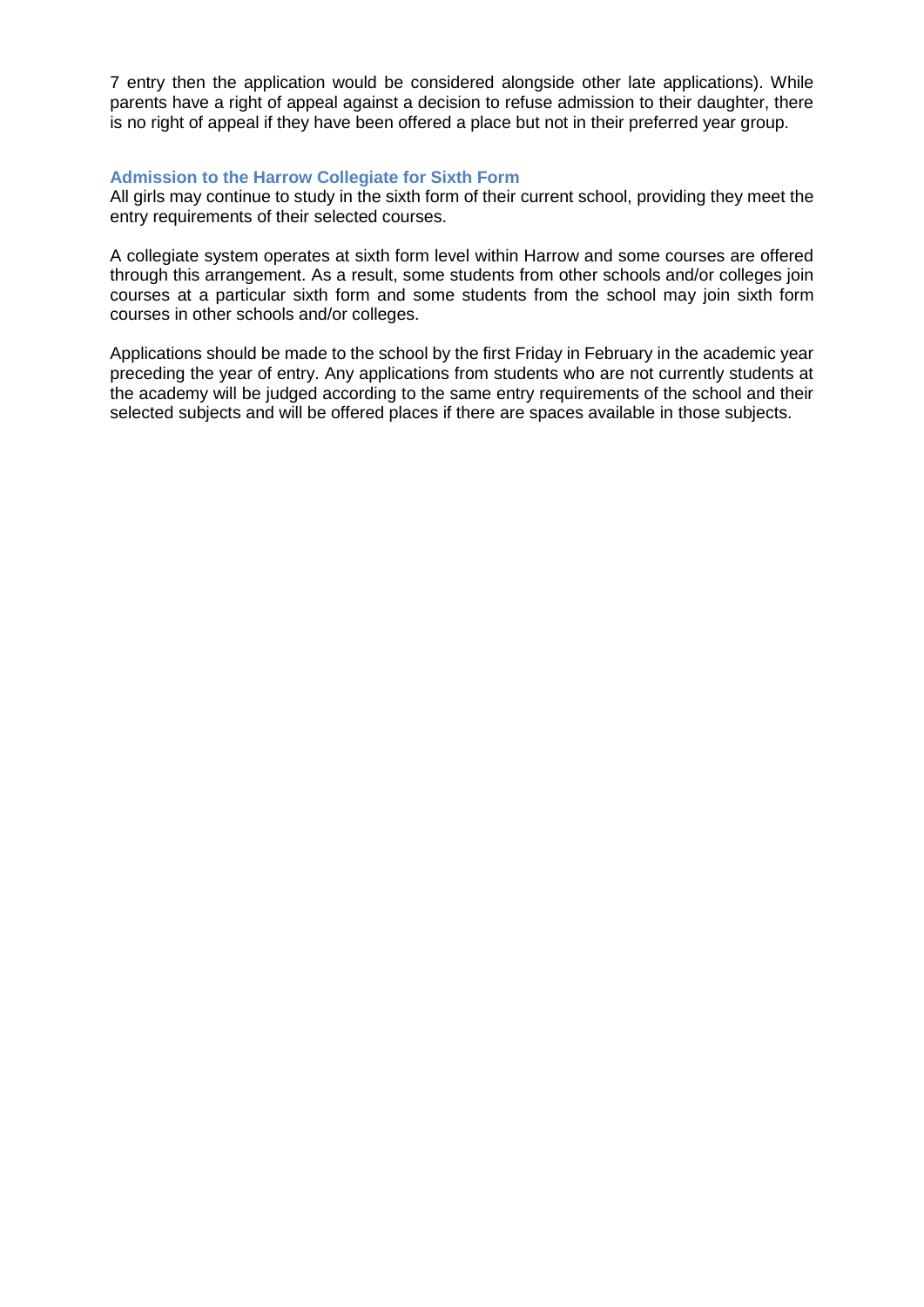7 entry then the application would be considered alongside other late applications). While parents have a right of appeal against a decision to refuse admission to their daughter, there is no right of appeal if they have been offered a place but not in their preferred year group.

### Admission to the Harrow Collegiate for Sixth Form

All girls may continue to study in the sixth form of their current school, providing they meet the entry requirements of their selected courses.

A collegiate system operates at sixth form level within Harrow and some courses are offered through this arrangement. As a result, some students from other schools and/or colleges join courses at a particular sixth form and some students from the school may join sixth form courses in other schools and/or colleges.

Applications should be made to the school by the first Friday in February in the academic year preceding the year of entry. Any applications from students who are not currently students at the academy will be judged according to the same entry requirements of the school and their selected subjects and will be offered places if there are spaces available in those subjects.